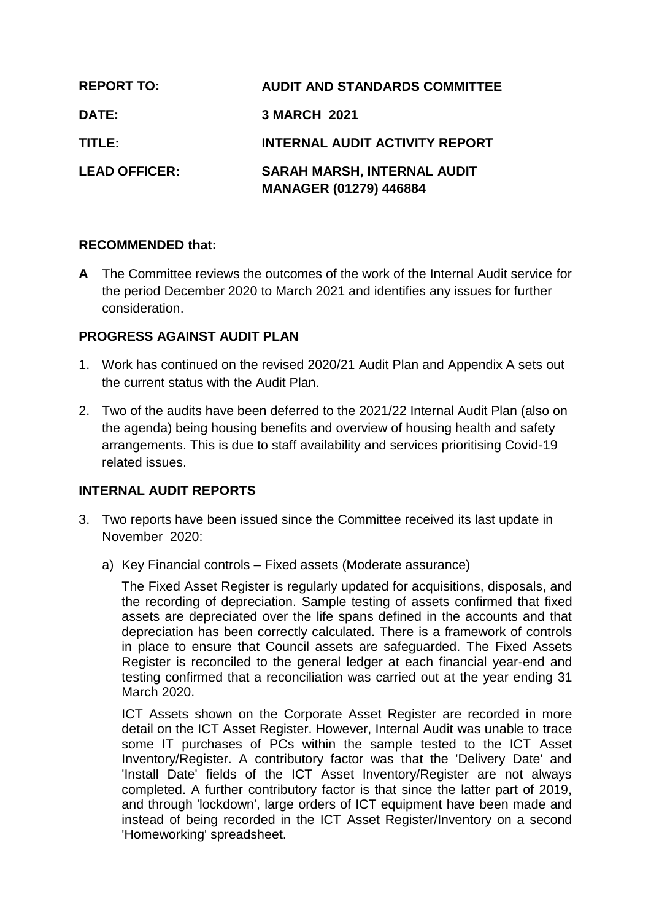| | |
|---|---|
| **REPORT TO:** | **AUDIT AND STANDARDS COMMITTEE** |
| **DATE:** | **3 MARCH 2021** |
| **TITLE:** | **INTERNAL AUDIT ACTIVITY REPORT** |
| **LEAD OFFICER:** | **SARAH MARSH, INTERNAL AUDIT MANAGER (01279) 446884** |

## RECOMMENDED that:

**A** The Committee reviews the outcomes of the work of the Internal Audit service for the period December 2020 to March 2021 and identifies any issues for further consideration.

## PROGRESS AGAINST AUDIT PLAN

1. Work has continued on the revised 2020/21 Audit Plan and Appendix A sets out the current status with the Audit Plan.

2. Two of the audits have been deferred to the 2021/22 Internal Audit Plan (also on the agenda) being housing benefits and overview of housing health and safety arrangements. This is due to staff availability and services prioritising Covid-19 related issues.

## INTERNAL AUDIT REPORTS

3. Two reports have been issued since the Committee received its last update in November 2020:

   a) Key Financial controls – Fixed assets (Moderate assurance)

      The Fixed Asset Register is regularly updated for acquisitions, disposals, and the recording of depreciation. Sample testing of assets confirmed that fixed assets are depreciated over the life spans defined in the accounts and that depreciation has been correctly calculated. There is a framework of controls in place to ensure that Council assets are safeguarded. The Fixed Assets Register is reconciled to the general ledger at each financial year-end and testing confirmed that a reconciliation was carried out at the year ending 31 March 2020.

      ICT Assets shown on the Corporate Asset Register are recorded in more detail on the ICT Asset Register. However, Internal Audit was unable to trace some IT purchases of PCs within the sample tested to the ICT Asset Inventory/Register. A contributory factor was that the 'Delivery Date' and 'Install Date' fields of the ICT Asset Inventory/Register are not always completed. A further contributory factor is that since the latter part of 2019, and through 'lockdown', large orders of ICT equipment have been made and instead of being recorded in the ICT Asset Register/Inventory on a second 'Homeworking' spreadsheet.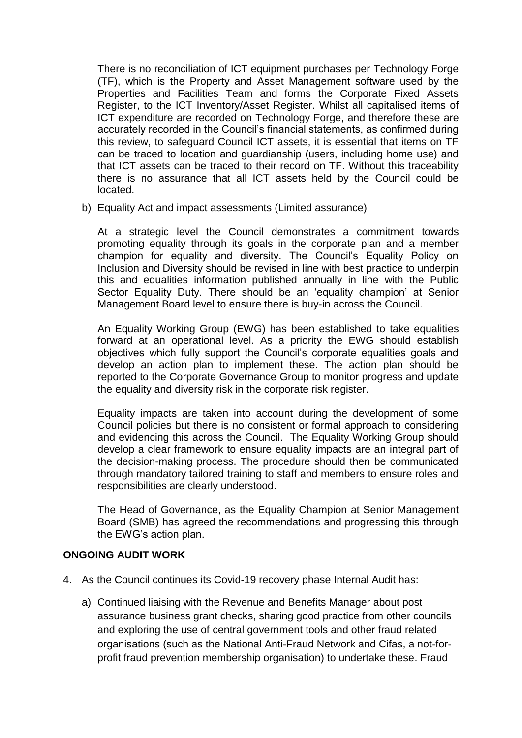There is no reconciliation of ICT equipment purchases per Technology Forge (TF), which is the Property and Asset Management software used by the Properties and Facilities Team and forms the Corporate Fixed Assets Register, to the ICT Inventory/Asset Register. Whilst all capitalised items of ICT expenditure are recorded on Technology Forge, and therefore these are accurately recorded in the Council's financial statements, as confirmed during this review, to safeguard Council ICT assets, it is essential that items on TF can be traced to location and guardianship (users, including home use) and that ICT assets can be traced to their record on TF. Without this traceability there is no assurance that all ICT assets held by the Council could be located.

b) Equality Act and impact assessments (Limited assurance)

At a strategic level the Council demonstrates a commitment towards promoting equality through its goals in the corporate plan and a member champion for equality and diversity. The Council's Equality Policy on Inclusion and Diversity should be revised in line with best practice to underpin this and equalities information published annually in line with the Public Sector Equality Duty. There should be an 'equality champion' at Senior Management Board level to ensure there is buy-in across the Council.

An Equality Working Group (EWG) has been established to take equalities forward at an operational level. As a priority the EWG should establish objectives which fully support the Council's corporate equalities goals and develop an action plan to implement these. The action plan should be reported to the Corporate Governance Group to monitor progress and update the equality and diversity risk in the corporate risk register.

Equality impacts are taken into account during the development of some Council policies but there is no consistent or formal approach to considering and evidencing this across the Council. The Equality Working Group should develop a clear framework to ensure equality impacts are an integral part of the decision-making process. The procedure should then be communicated through mandatory tailored training to staff and members to ensure roles and responsibilities are clearly understood.

The Head of Governance, as the Equality Champion at Senior Management Board (SMB) has agreed the recommendations and progressing this through the EWG's action plan.

## ONGOING AUDIT WORK

4. As the Council continues its Covid-19 recovery phase Internal Audit has:

a) Continued liaising with the Revenue and Benefits Manager about post assurance business grant checks, sharing good practice from other councils and exploring the use of central government tools and other fraud related organisations (such as the National Anti-Fraud Network and Cifas, a not-for-profit fraud prevention membership organisation) to undertake these. Fraud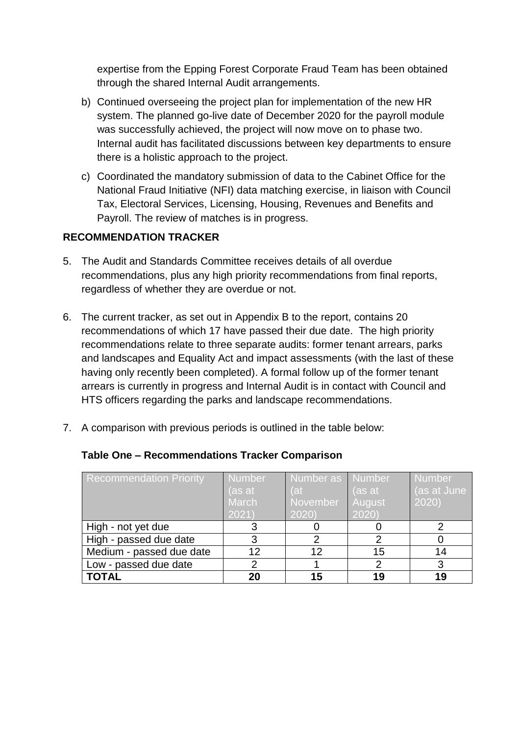expertise from the Epping Forest Corporate Fraud Team has been obtained through the shared Internal Audit arrangements.

b) Continued overseeing the project plan for implementation of the new HR system. The planned go-live date of December 2020 for the payroll module was successfully achieved, the project will now move on to phase two. Internal audit has facilitated discussions between key departments to ensure there is a holistic approach to the project.

c) Coordinated the mandatory submission of data to the Cabinet Office for the National Fraud Initiative (NFI) data matching exercise, in liaison with Council Tax, Electoral Services, Licensing, Housing, Revenues and Benefits and Payroll. The review of matches is in progress.

**RECOMMENDATION TRACKER**

5. The Audit and Standards Committee receives details of all overdue recommendations, plus any high priority recommendations from final reports, regardless of whether they are overdue or not.

6. The current tracker, as set out in Appendix B to the report, contains 20 recommendations of which 17 have passed their due date. The high priority recommendations relate to three separate audits: former tenant arrears, parks and landscapes and Equality Act and impact assessments (with the last of these having only recently been completed). A formal follow up of the former tenant arrears is currently in progress and Internal Audit is in contact with Council and HTS officers regarding the parks and landscape recommendations.

7. A comparison with previous periods is outlined in the table below:

**Table One – Recommendations Tracker Comparison**

| Recommendation Priority | Number (as at March 2021) | Number as (at November 2020) | Number (as at August 2020) | Number (as at June 2020) |
|---|---|---|---|---|
| High - not yet due | 3 | 0 | 0 | 2 |
| High - passed due date | 3 | 2 | 2 | 0 |
| Medium - passed due date | 12 | 12 | 15 | 14 |
| Low - passed due date | 2 | 1 | 2 | 3 |
| **TOTAL** | **20** | **15** | **19** | **19** |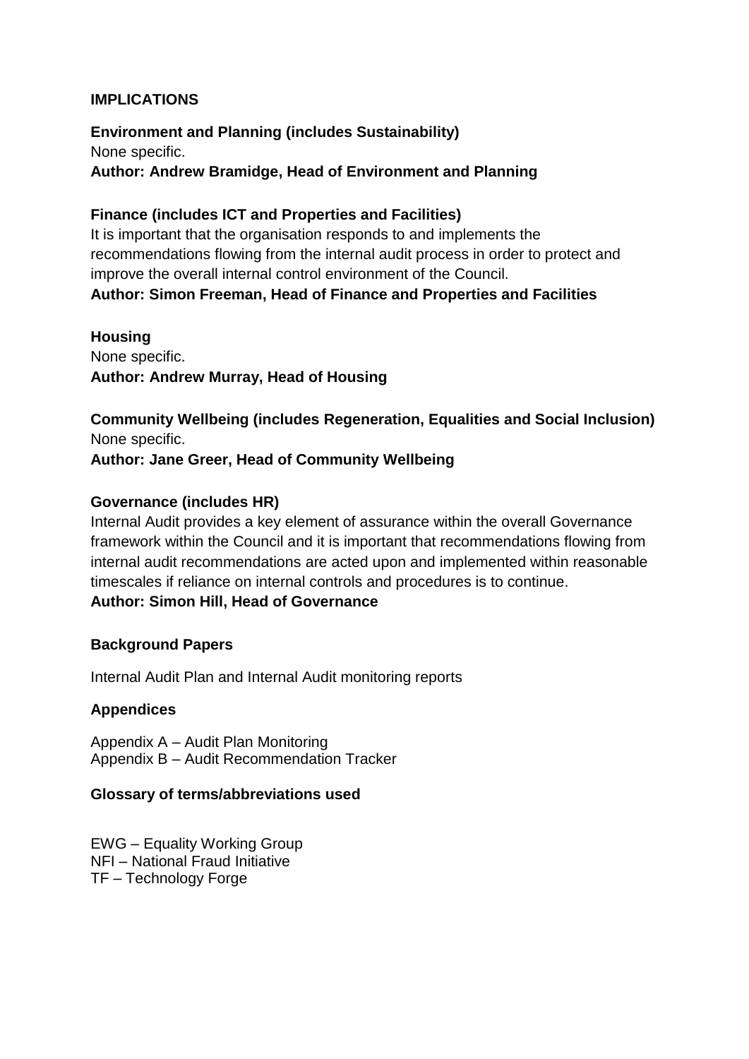## IMPLICATIONS

**Environment and Planning (includes Sustainability)**
None specific.
**Author: Andrew Bramidge, Head of Environment and Planning**

**Finance (includes ICT and Properties and Facilities)**
It is important that the organisation responds to and implements the recommendations flowing from the internal audit process in order to protect and improve the overall internal control environment of the Council.
**Author: Simon Freeman, Head of Finance and Properties and Facilities**

**Housing**
None specific.
**Author: Andrew Murray, Head of Housing**

**Community Wellbeing (includes Regeneration, Equalities and Social Inclusion)**
None specific.
**Author: Jane Greer, Head of Community Wellbeing**

**Governance (includes HR)**
Internal Audit provides a key element of assurance within the overall Governance framework within the Council and it is important that recommendations flowing from internal audit recommendations are acted upon and implemented within reasonable timescales if reliance on internal controls and procedures is to continue.
**Author: Simon Hill, Head of Governance**

**Background Papers**

Internal Audit Plan and Internal Audit monitoring reports

**Appendices**

Appendix A – Audit Plan Monitoring
Appendix B – Audit Recommendation Tracker

**Glossary of terms/abbreviations used**

EWG – Equality Working Group
NFI – National Fraud Initiative
TF – Technology Forge